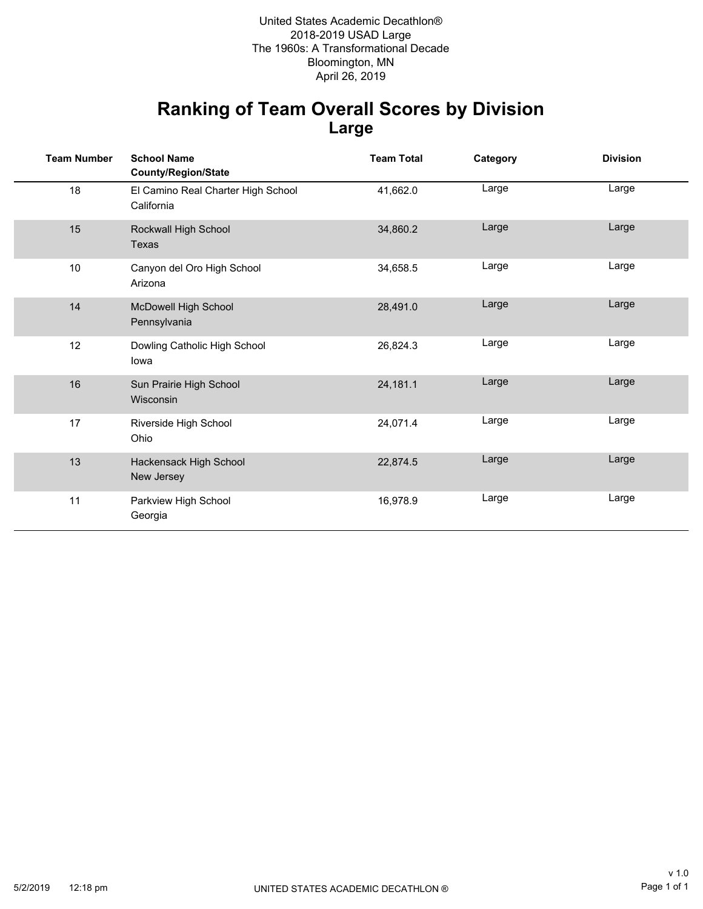United States Academic Decathlon®
2018-2019 USAD Large
The 1960s: A Transformational Decade
Bloomington, MN
April 26, 2019

# Ranking of Team Overall Scores by Division
## Large

| Team Number | School Name<br>County/Region/State | Team Total | Category | Division |
|---|---|---|---|---|
| 18 | El Camino Real Charter High School<br>California | 41,662.0 | Large | Large |
| 15 | Rockwall High School<br>Texas | 34,860.2 | Large | Large |
| 10 | Canyon del Oro High School<br>Arizona | 34,658.5 | Large | Large |
| 14 | McDowell High School<br>Pennsylvania | 28,491.0 | Large | Large |
| 12 | Dowling Catholic High School<br>Iowa | 26,824.3 | Large | Large |
| 16 | Sun Prairie High School<br>Wisconsin | 24,181.1 | Large | Large |
| 17 | Riverside High School<br>Ohio | 24,071.4 | Large | Large |
| 13 | Hackensack High School<br>New Jersey | 22,874.5 | Large | Large |
| 11 | Parkview High School<br>Georgia | 16,978.9 | Large | Large |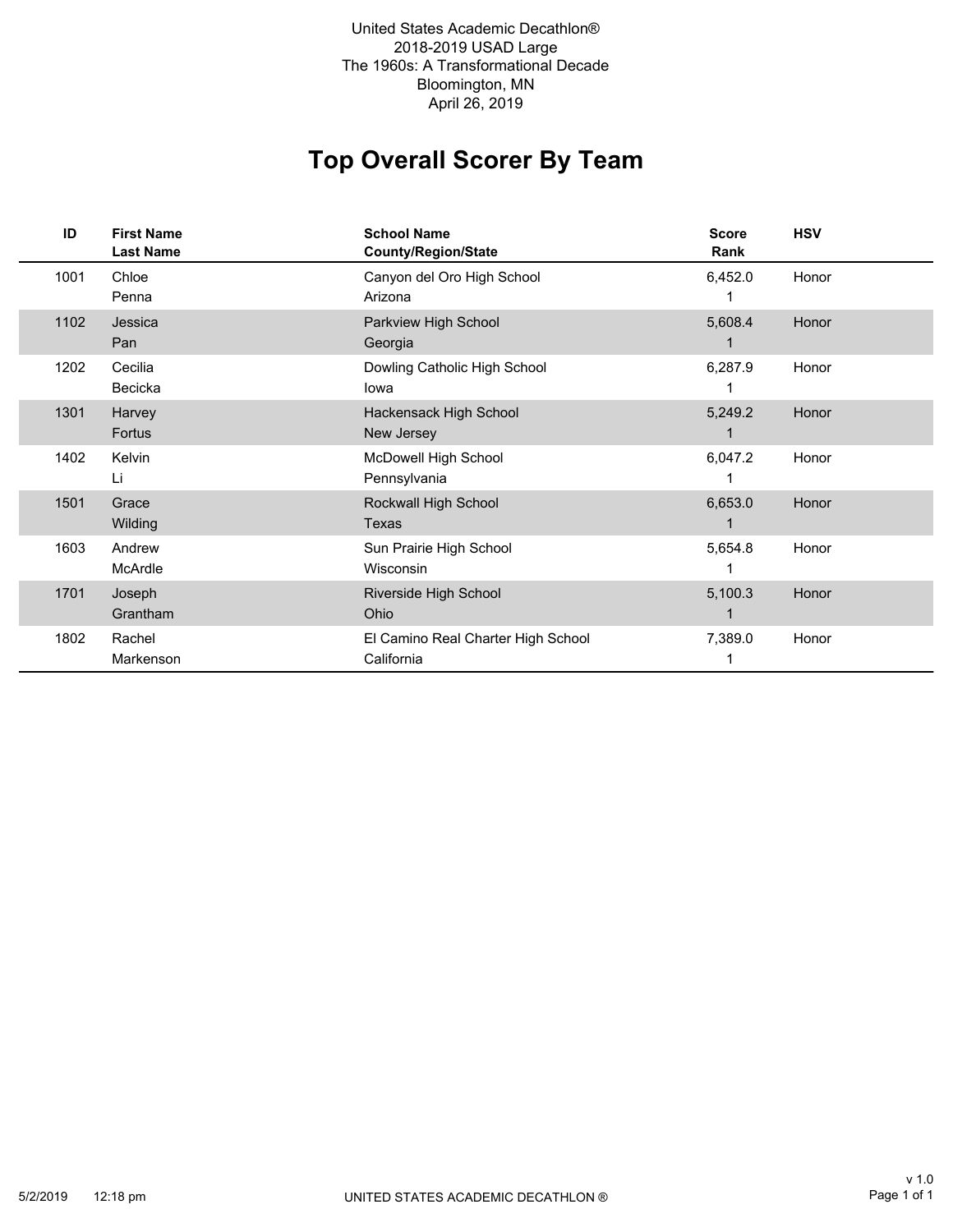United States Academic Decathlon®
2018-2019 USAD Large
The 1960s: A Transformational Decade
Bloomington, MN
April 26, 2019

# Top Overall Scorer By Team

| ID | First Name<br>Last Name | School Name<br>County/Region/State | Score<br>Rank | HSV |
|---|---|---|---|---|
| 1001 | Chloe<br>Penna | Canyon del Oro High School<br>Arizona | 6,452.0<br>1 | Honor |
| 1102 | Jessica<br>Pan | Parkview High School<br>Georgia | 5,608.4<br>1 | Honor |
| 1202 | Cecilia<br>Becicka | Dowling Catholic High School<br>Iowa | 6,287.9<br>1 | Honor |
| 1301 | Harvey<br>Fortus | Hackensack High School<br>New Jersey | 5,249.2<br>1 | Honor |
| 1402 | Kelvin<br>Li | McDowell High School<br>Pennsylvania | 6,047.2<br>1 | Honor |
| 1501 | Grace<br>Wilding | Rockwall High School<br>Texas | 6,653.0<br>1 | Honor |
| 1603 | Andrew<br>McArdle | Sun Prairie High School<br>Wisconsin | 5,654.8<br>1 | Honor |
| 1701 | Joseph<br>Grantham | Riverside High School<br>Ohio | 5,100.3<br>1 | Honor |
| 1802 | Rachel<br>Markenson | El Camino Real Charter High School<br>California | 7,389.0<br>1 | Honor |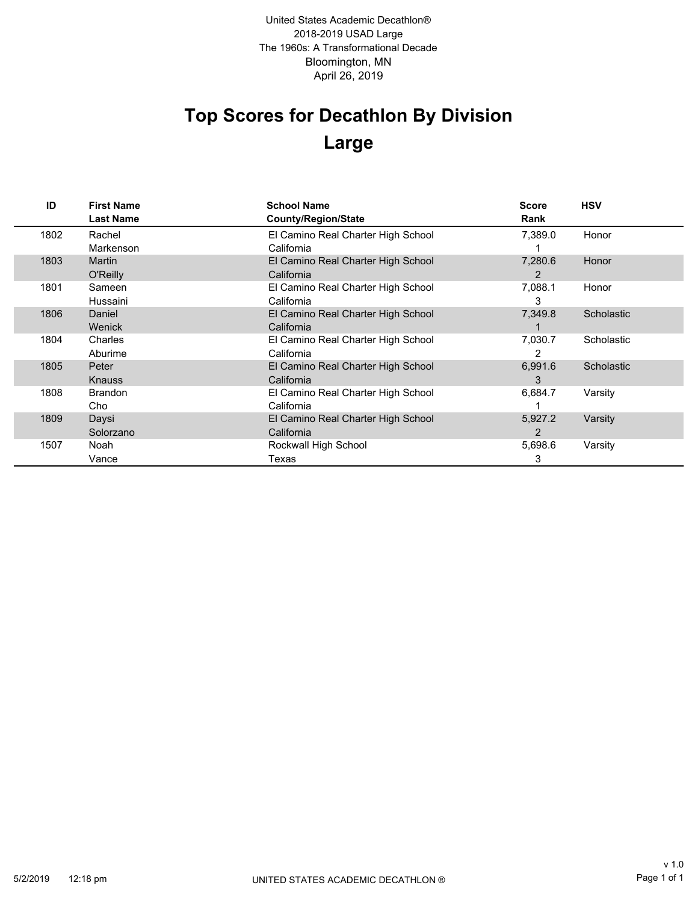United States Academic Decathlon®
2018-2019 USAD Large
The 1960s: A Transformational Decade
Bloomington, MN
April 26, 2019

# Top Scores for Decathlon By Division
## Large

| ID | First Name<br>Last Name | School Name<br>County/Region/State | Score<br>Rank | HSV |
|---|---|---|---|---|
| 1802 | Rachel<br>Markenson | El Camino Real Charter High School<br>California | 7,389.0<br>1 | Honor |
| 1803 | Martin<br>O'Reilly | El Camino Real Charter High School<br>California | 7,280.6<br>2 | Honor |
| 1801 | Sameen<br>Hussaini | El Camino Real Charter High School<br>California | 7,088.1<br>3 | Honor |
| 1806 | Daniel<br>Wenick | El Camino Real Charter High School<br>California | 7,349.8<br>1 | Scholastic |
| 1804 | Charles<br>Aburime | El Camino Real Charter High School<br>California | 7,030.7<br>2 | Scholastic |
| 1805 | Peter<br>Knauss | El Camino Real Charter High School<br>California | 6,991.6<br>3 | Scholastic |
| 1808 | Brandon<br>Cho | El Camino Real Charter High School<br>California | 6,684.7<br>1 | Varsity |
| 1809 | Daysi<br>Solorzano | El Camino Real Charter High School<br>California | 5,927.2<br>2 | Varsity |
| 1507 | Noah<br>Vance | Rockwall High School<br>Texas | 5,698.6<br>3 | Varsity |

5/2/2019 12:18 pm UNITED STATES ACADEMIC DECATHLON ® v 1.0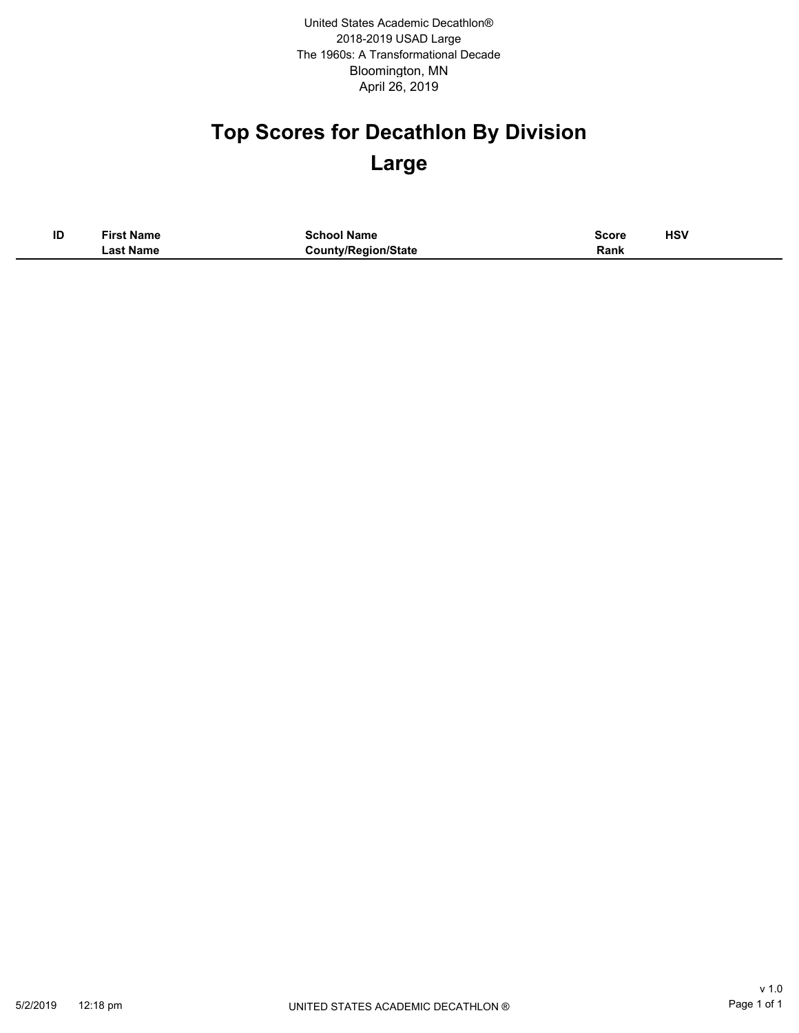United States Academic Decathlon®
2018-2019 USAD Large
The 1960s: A Transformational Decade
Bloomington, MN
April 26, 2019

# Top Scores for Decathlon By Division

# Large

| ID | First Name<br>Last Name | School Name<br>County/Region/State | Score<br>Rank | HSV |
|---|---|---|---|---|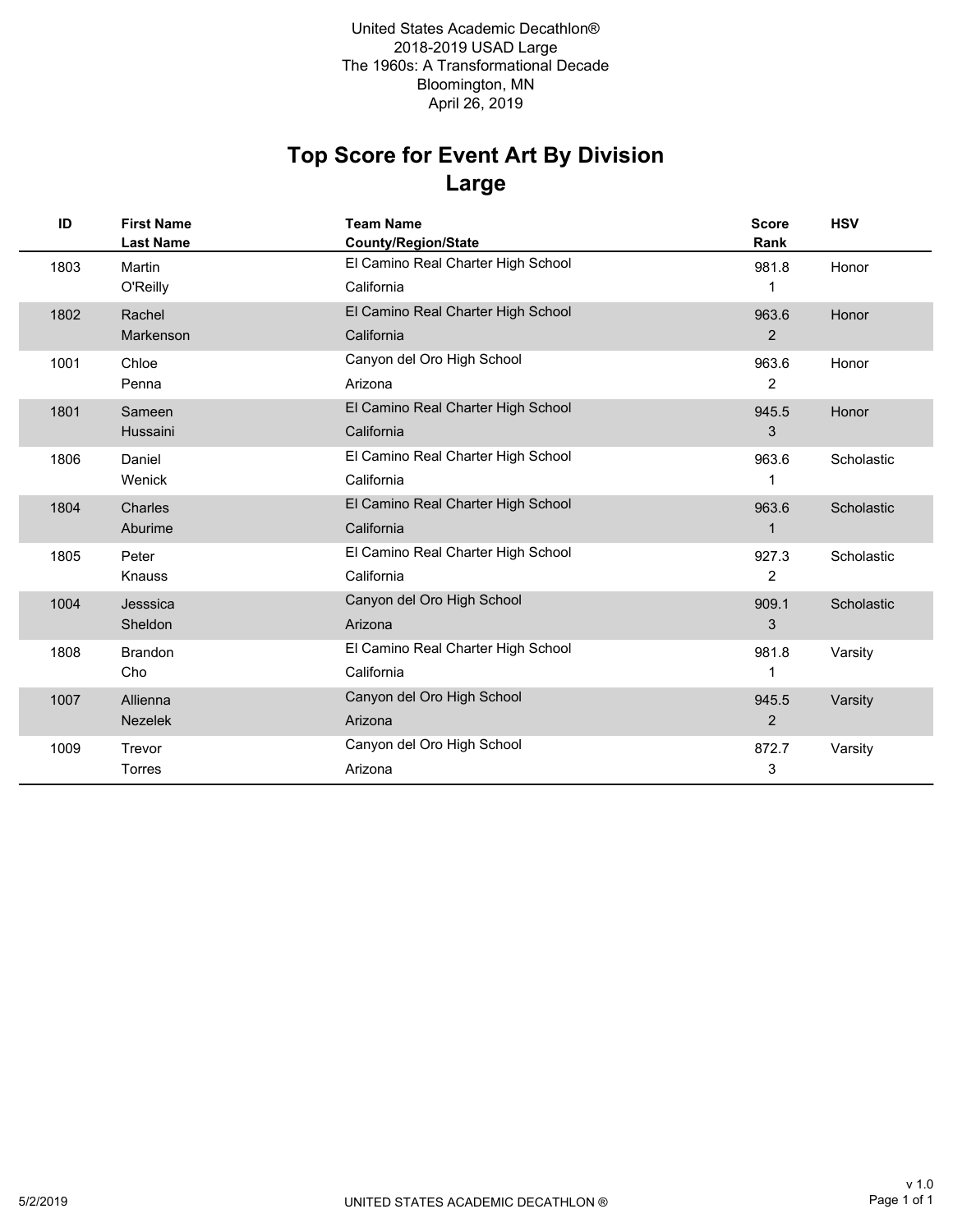United States Academic Decathlon®
2018-2019 USAD Large
The 1960s: A Transformational Decade
Bloomington, MN
April 26, 2019

# Top Score for Event Art By Division
## Large

| ID | First Name<br>Last Name | Team Name<br>County/Region/State | Score<br>Rank | HSV |
|---|---|---|---|---|
| 1803 | Martin<br>O'Reilly | El Camino Real Charter High School<br>California | 981.8<br>1 | Honor |
| 1802 | Rachel<br>Markenson | El Camino Real Charter High School<br>California | 963.6<br>2 | Honor |
| 1001 | Chloe<br>Penna | Canyon del Oro High School<br>Arizona | 963.6<br>2 | Honor |
| 1801 | Sameen<br>Hussaini | El Camino Real Charter High School<br>California | 945.5<br>3 | Honor |
| 1806 | Daniel<br>Wenick | El Camino Real Charter High School<br>California | 963.6<br>1 | Scholastic |
| 1804 | Charles<br>Aburime | El Camino Real Charter High School<br>California | 963.6<br>1 | Scholastic |
| 1805 | Peter<br>Knauss | El Camino Real Charter High School<br>California | 927.3<br>2 | Scholastic |
| 1004 | Jesssica<br>Sheldon | Canyon del Oro High School<br>Arizona | 909.1<br>3 | Scholastic |
| 1808 | Brandon<br>Cho | El Camino Real Charter High School<br>California | 981.8<br>1 | Varsity |
| 1007 | Allienna<br>Nezelek | Canyon del Oro High School<br>Arizona | 945.5<br>2 | Varsity |
| 1009 | Trevor<br>Torres | Canyon del Oro High School<br>Arizona | 872.7<br>3 | Varsity |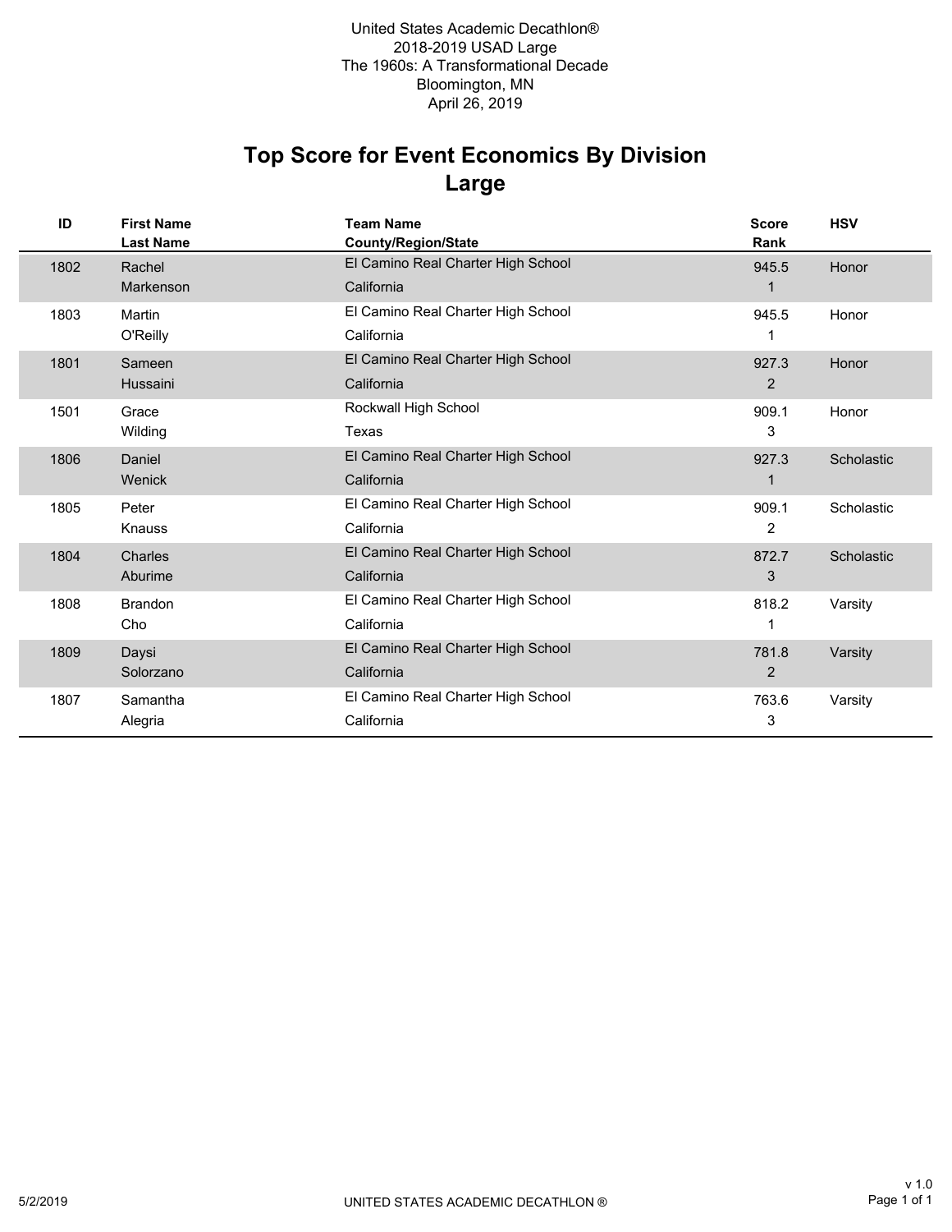United States Academic Decathlon®
2018-2019 USAD Large
The 1960s: A Transformational Decade
Bloomington, MN
April 26, 2019

# Top Score for Event Economics By Division
## Large

| ID | First Name / Last Name | Team Name / County/Region/State | Score / Rank | HSV |
|---|---|---|---|---|
| 1802 | Rachel Markenson | El Camino Real Charter High School, California | 945.5 / 1 | Honor |
| 1803 | Martin O'Reilly | El Camino Real Charter High School, California | 945.5 / 1 | Honor |
| 1801 | Sameen Hussaini | El Camino Real Charter High School, California | 927.3 / 2 | Honor |
| 1501 | Grace Wilding | Rockwall High School, Texas | 909.1 / 3 | Honor |
| 1806 | Daniel Wenick | El Camino Real Charter High School, California | 927.3 / 1 | Scholastic |
| 1805 | Peter Knauss | El Camino Real Charter High School, California | 909.1 / 2 | Scholastic |
| 1804 | Charles Aburime | El Camino Real Charter High School, California | 872.7 / 3 | Scholastic |
| 1808 | Brandon Cho | El Camino Real Charter High School, California | 818.2 / 1 | Varsity |
| 1809 | Daysi Solorzano | El Camino Real Charter High School, California | 781.8 / 2 | Varsity |
| 1807 | Samantha Alegria | El Camino Real Charter High School, California | 763.6 / 3 | Varsity |

5/2/2019 UNITED STATES ACADEMIC DECATHLON ® v 1.0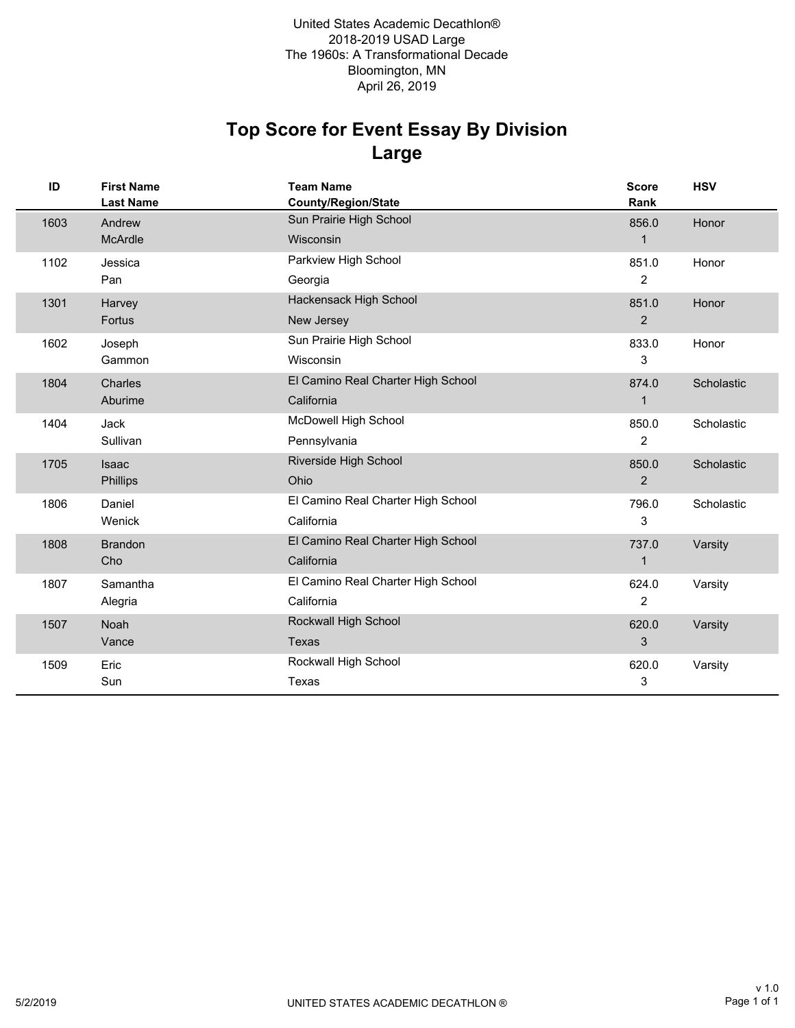United States Academic Decathlon®
2018-2019 USAD Large
The 1960s: A Transformational Decade
Bloomington, MN
April 26, 2019

# Top Score for Event Essay By Division
## Large

| ID | First Name<br>Last Name | Team Name<br>County/Region/State | Score<br>Rank | HSV |
|---|---|---|---|---|
| 1603 | Andrew<br>McArdle | Sun Prairie High School<br>Wisconsin | 856.0<br>1 | Honor |
| 1102 | Jessica<br>Pan | Parkview High School<br>Georgia | 851.0<br>2 | Honor |
| 1301 | Harvey<br>Fortus | Hackensack High School<br>New Jersey | 851.0<br>2 | Honor |
| 1602 | Joseph<br>Gammon | Sun Prairie High School<br>Wisconsin | 833.0<br>3 | Honor |
| 1804 | Charles<br>Aburime | El Camino Real Charter High School<br>California | 874.0<br>1 | Scholastic |
| 1404 | Jack<br>Sullivan | McDowell High School<br>Pennsylvania | 850.0<br>2 | Scholastic |
| 1705 | Isaac<br>Phillips | Riverside High School<br>Ohio | 850.0<br>2 | Scholastic |
| 1806 | Daniel<br>Wenick | El Camino Real Charter High School<br>California | 796.0<br>3 | Scholastic |
| 1808 | Brandon<br>Cho | El Camino Real Charter High School<br>California | 737.0<br>1 | Varsity |
| 1807 | Samantha<br>Alegria | El Camino Real Charter High School<br>California | 624.0<br>2 | Varsity |
| 1507 | Noah<br>Vance | Rockwall High School<br>Texas | 620.0<br>3 | Varsity |
| 1509 | Eric<br>Sun | Rockwall High School<br>Texas | 620.0<br>3 | Varsity |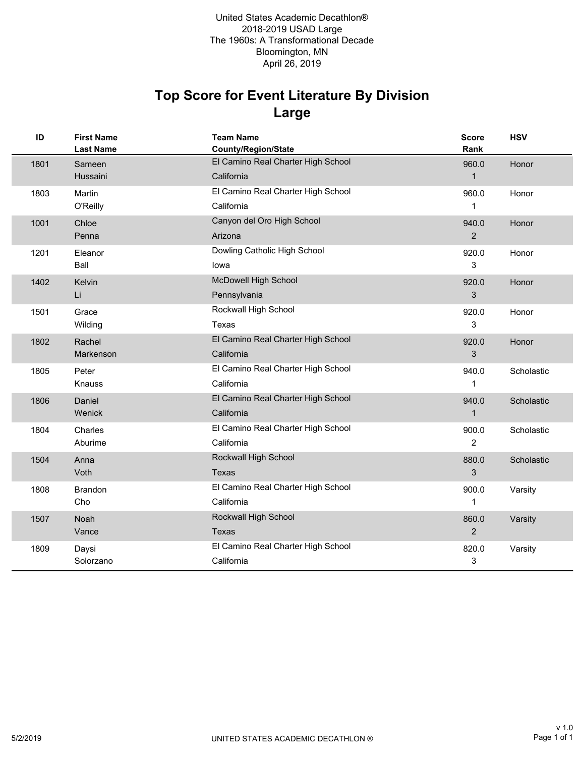United States Academic Decathlon®
2018-2019 USAD Large
The 1960s: A Transformational Decade
Bloomington, MN
April 26, 2019

# Top Score for Event Literature By Division
## Large

| ID | First Name<br>Last Name | Team Name<br>County/Region/State | Score<br>Rank | HSV |
|---|---|---|---|---|
| 1801 | Sameen<br>Hussaini | El Camino Real Charter High School<br>California | 960.0<br>1 | Honor |
| 1803 | Martin<br>O'Reilly | El Camino Real Charter High School<br>California | 960.0<br>1 | Honor |
| 1001 | Chloe<br>Penna | Canyon del Oro High School<br>Arizona | 940.0<br>2 | Honor |
| 1201 | Eleanor<br>Ball | Dowling Catholic High School<br>Iowa | 920.0<br>3 | Honor |
| 1402 | Kelvin<br>Li | McDowell High School<br>Pennsylvania | 920.0<br>3 | Honor |
| 1501 | Grace<br>Wilding | Rockwall High School<br>Texas | 920.0<br>3 | Honor |
| 1802 | Rachel<br>Markenson | El Camino Real Charter High School<br>California | 920.0<br>3 | Honor |
| 1805 | Peter<br>Knauss | El Camino Real Charter High School<br>California | 940.0<br>1 | Scholastic |
| 1806 | Daniel<br>Wenick | El Camino Real Charter High School<br>California | 940.0<br>1 | Scholastic |
| 1804 | Charles<br>Aburime | El Camino Real Charter High School<br>California | 900.0<br>2 | Scholastic |
| 1504 | Anna<br>Voth | Rockwall High School<br>Texas | 880.0<br>3 | Scholastic |
| 1808 | Brandon<br>Cho | El Camino Real Charter High School<br>California | 900.0<br>1 | Varsity |
| 1507 | Noah<br>Vance | Rockwall High School<br>Texas | 860.0<br>2 | Varsity |
| 1809 | Daysi<br>Solorzano | El Camino Real Charter High School<br>California | 820.0<br>3 | Varsity |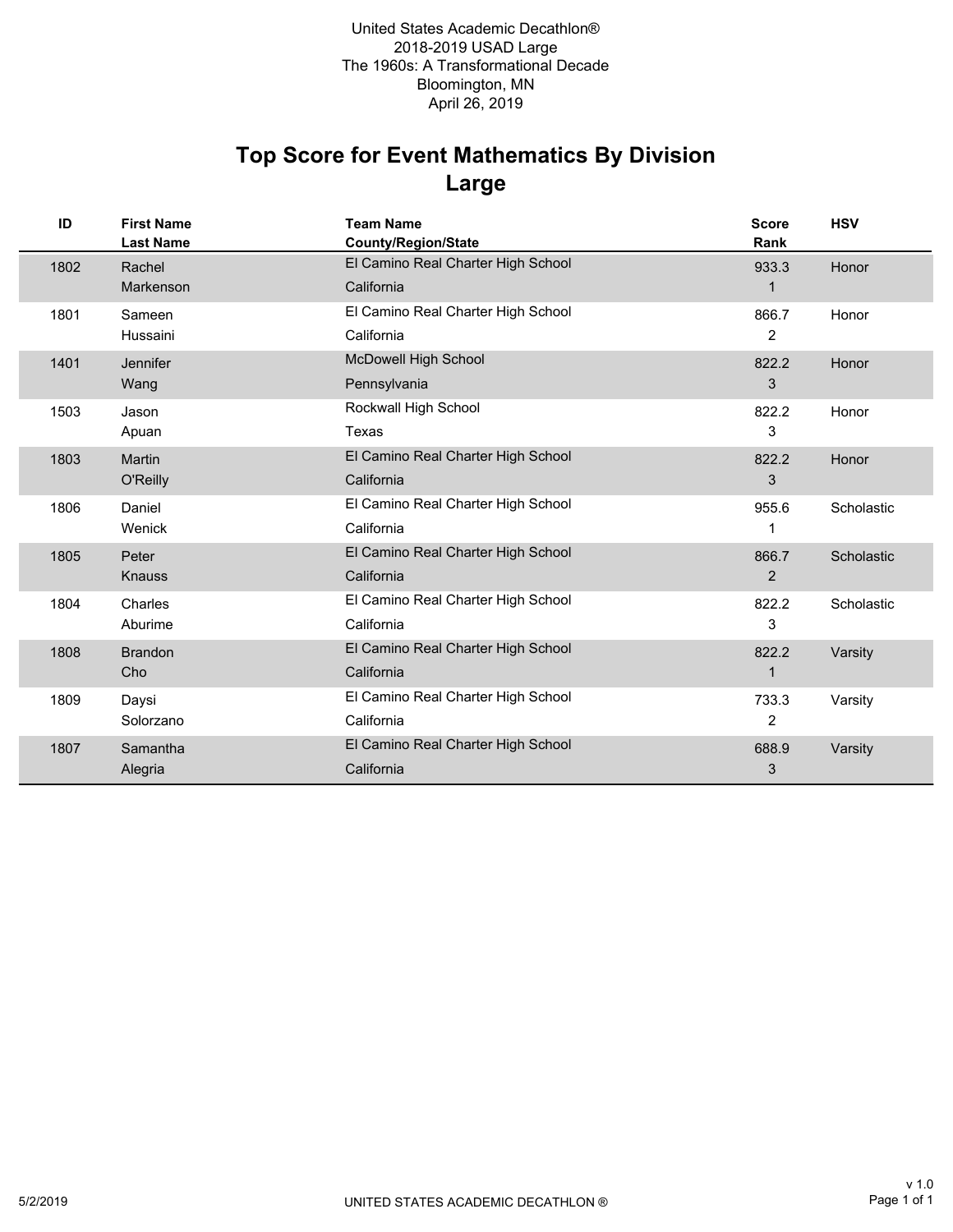United States Academic Decathlon®
2018-2019 USAD Large
The 1960s: A Transformational Decade
Bloomington, MN
April 26, 2019

# Top Score for Event Mathematics By Division
## Large

| ID | First Name<br>Last Name | Team Name<br>County/Region/State | Score<br>Rank | HSV |
|---|---|---|---|---|
| 1802 | Rachel<br>Markenson | El Camino Real Charter High School<br>California | 933.3<br>1 | Honor |
| 1801 | Sameen<br>Hussaini | El Camino Real Charter High School<br>California | 866.7<br>2 | Honor |
| 1401 | Jennifer<br>Wang | McDowell High School<br>Pennsylvania | 822.2<br>3 | Honor |
| 1503 | Jason<br>Apuan | Rockwall High School<br>Texas | 822.2<br>3 | Honor |
| 1803 | Martin<br>O'Reilly | El Camino Real Charter High School<br>California | 822.2<br>3 | Honor |
| 1806 | Daniel<br>Wenick | El Camino Real Charter High School<br>California | 955.6<br>1 | Scholastic |
| 1805 | Peter<br>Knauss | El Camino Real Charter High School<br>California | 866.7<br>2 | Scholastic |
| 1804 | Charles<br>Aburime | El Camino Real Charter High School<br>California | 822.2<br>3 | Scholastic |
| 1808 | Brandon<br>Cho | El Camino Real Charter High School<br>California | 822.2<br>1 | Varsity |
| 1809 | Daysi<br>Solorzano | El Camino Real Charter High School<br>California | 733.3<br>2 | Varsity |
| 1807 | Samantha<br>Alegria | El Camino Real Charter High School<br>California | 688.9<br>3 | Varsity |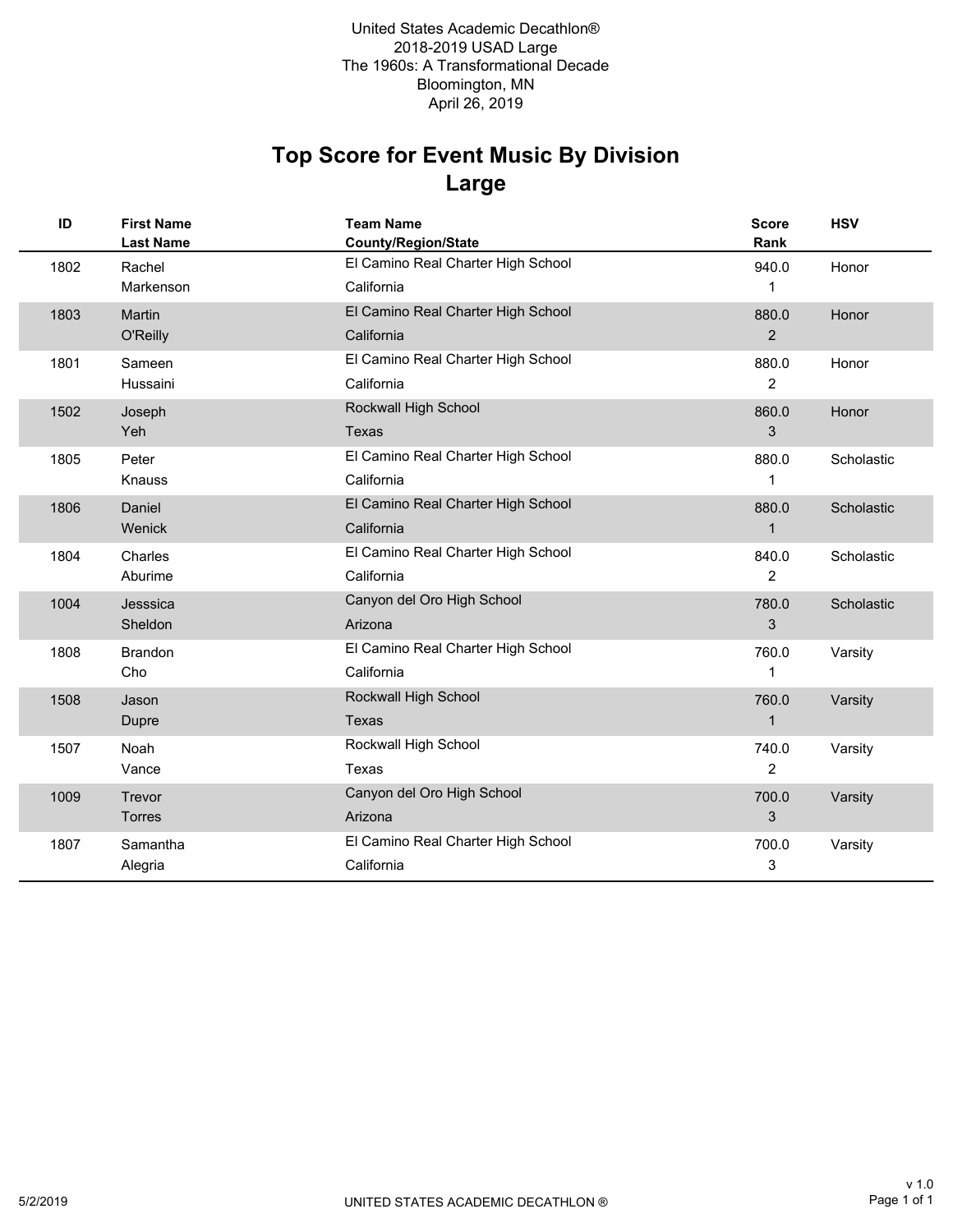United States Academic Decathlon®
2018-2019 USAD Large
The 1960s: A Transformational Decade
Bloomington, MN
April 26, 2019

# Top Score for Event Music By Division
## Large

| ID | First Name<br>Last Name | Team Name<br>County/Region/State | Score<br>Rank | HSV |
|---|---|---|---|---|
| 1802 | Rachel<br>Markenson | El Camino Real Charter High School<br>California | 940.0<br>1 | Honor |
| 1803 | Martin<br>O'Reilly | El Camino Real Charter High School<br>California | 880.0<br>2 | Honor |
| 1801 | Sameen<br>Hussaini | El Camino Real Charter High School<br>California | 880.0<br>2 | Honor |
| 1502 | Joseph<br>Yeh | Rockwall High School<br>Texas | 860.0<br>3 | Honor |
| 1805 | Peter<br>Knauss | El Camino Real Charter High School<br>California | 880.0<br>1 | Scholastic |
| 1806 | Daniel<br>Wenick | El Camino Real Charter High School<br>California | 880.0<br>1 | Scholastic |
| 1804 | Charles<br>Aburime | El Camino Real Charter High School<br>California | 840.0<br>2 | Scholastic |
| 1004 | Jesssica<br>Sheldon | Canyon del Oro High School<br>Arizona | 780.0<br>3 | Scholastic |
| 1808 | Brandon<br>Cho | El Camino Real Charter High School<br>California | 760.0<br>1 | Varsity |
| 1508 | Jason<br>Dupre | Rockwall High School<br>Texas | 760.0<br>1 | Varsity |
| 1507 | Noah<br>Vance | Rockwall High School<br>Texas | 740.0<br>2 | Varsity |
| 1009 | Trevor<br>Torres | Canyon del Oro High School<br>Arizona | 700.0<br>3 | Varsity |
| 1807 | Samantha<br>Alegria | El Camino Real Charter High School<br>California | 700.0<br>3 | Varsity |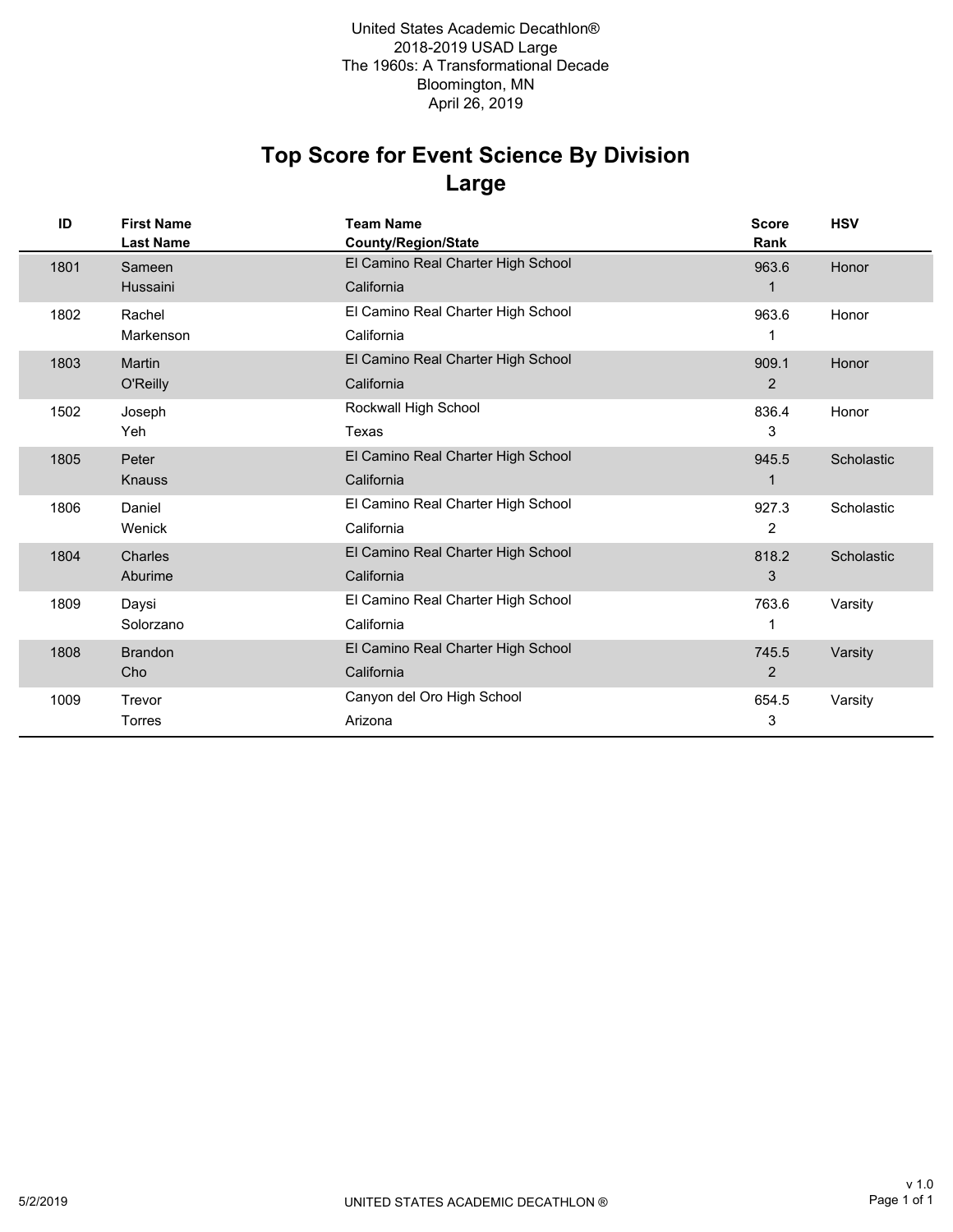United States Academic Decathlon®
2018-2019 USAD Large
The 1960s: A Transformational Decade
Bloomington, MN
April 26, 2019

# Top Score for Event Science By Division
## Large

| ID | First Name / Last Name | Team Name / County/Region/State | Score / Rank | HSV |
|---|---|---|---|---|
| 1801 | Sameen Hussaini | El Camino Real Charter High School California | 963.6 / 1 | Honor |
| 1802 | Rachel Markenson | El Camino Real Charter High School California | 963.6 / 1 | Honor |
| 1803 | Martin O'Reilly | El Camino Real Charter High School California | 909.1 / 2 | Honor |
| 1502 | Joseph Yeh | Rockwall High School Texas | 836.4 / 3 | Honor |
| 1805 | Peter Knauss | El Camino Real Charter High School California | 945.5 / 1 | Scholastic |
| 1806 | Daniel Wenick | El Camino Real Charter High School California | 927.3 / 2 | Scholastic |
| 1804 | Charles Aburime | El Camino Real Charter High School California | 818.2 / 3 | Scholastic |
| 1809 | Daysi Solorzano | El Camino Real Charter High School California | 763.6 / 1 | Varsity |
| 1808 | Brandon Cho | El Camino Real Charter High School California | 745.5 / 2 | Varsity |
| 1009 | Trevor Torres | Canyon del Oro High School Arizona | 654.5 / 3 | Varsity |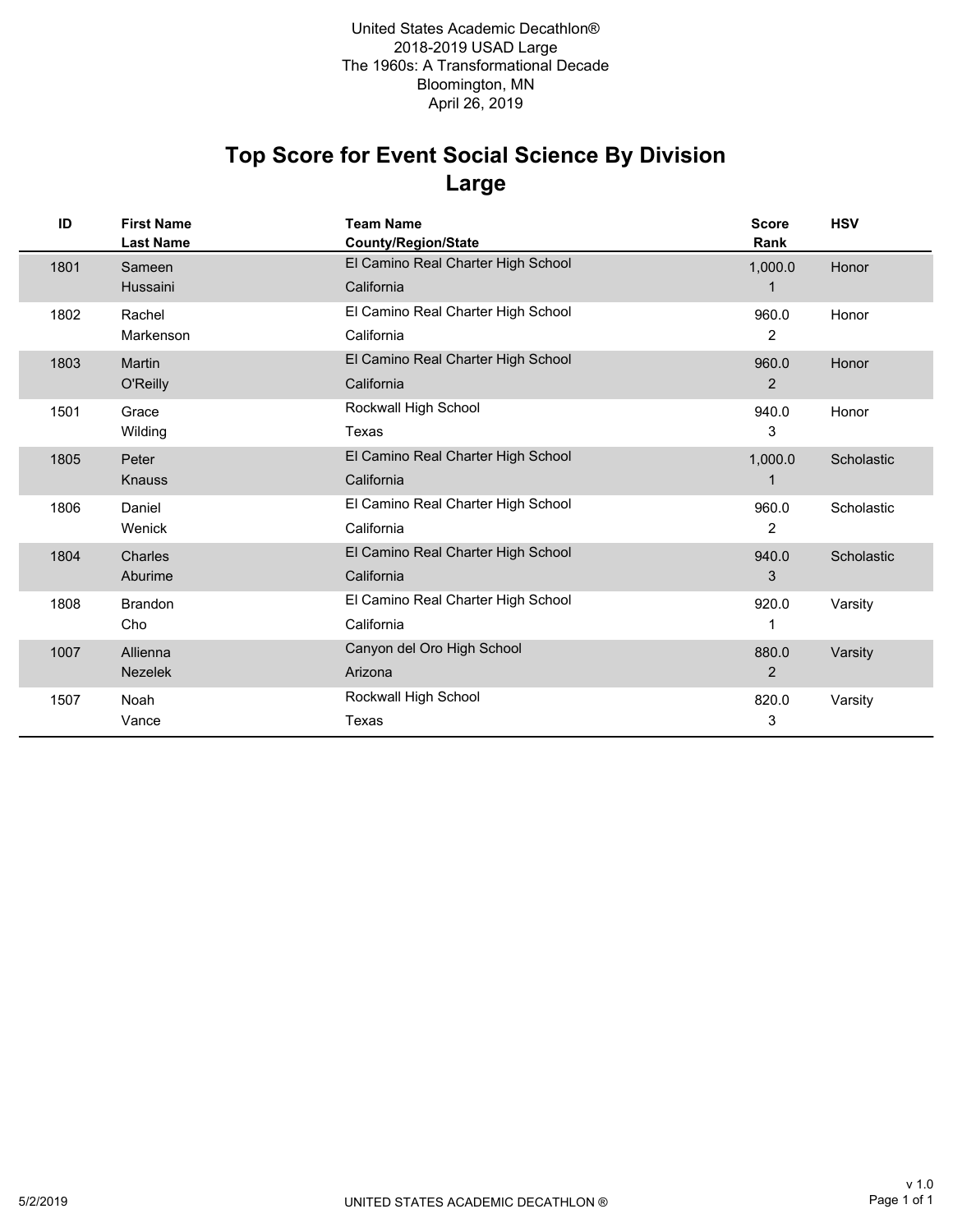United States Academic Decathlon®
2018-2019 USAD Large
The 1960s: A Transformational Decade
Bloomington, MN
April 26, 2019

# Top Score for Event Social Science By Division
## Large

| ID | First Name<br>Last Name | Team Name<br>County/Region/State | Score<br>Rank | HSV |
|---|---|---|---|---|
| 1801 | Sameen<br>Hussaini | El Camino Real Charter High School<br>California | 1,000.0<br>1 | Honor |
| 1802 | Rachel<br>Markenson | El Camino Real Charter High School<br>California | 960.0<br>2 | Honor |
| 1803 | Martin<br>O'Reilly | El Camino Real Charter High School<br>California | 960.0<br>2 | Honor |
| 1501 | Grace<br>Wilding | Rockwall High School<br>Texas | 940.0<br>3 | Honor |
| 1805 | Peter<br>Knauss | El Camino Real Charter High School<br>California | 1,000.0<br>1 | Scholastic |
| 1806 | Daniel<br>Wenick | El Camino Real Charter High School<br>California | 960.0<br>2 | Scholastic |
| 1804 | Charles<br>Aburime | El Camino Real Charter High School<br>California | 940.0<br>3 | Scholastic |
| 1808 | Brandon<br>Cho | El Camino Real Charter High School<br>California | 920.0<br>1 | Varsity |
| 1007 | Allienna<br>Nezelek | Canyon del Oro High School<br>Arizona | 880.0<br>2 | Varsity |
| 1507 | Noah<br>Vance | Rockwall High School<br>Texas | 820.0<br>3 | Varsity |

5/2/2019 UNITED STATES ACADEMIC DECATHLON ® v 1.0